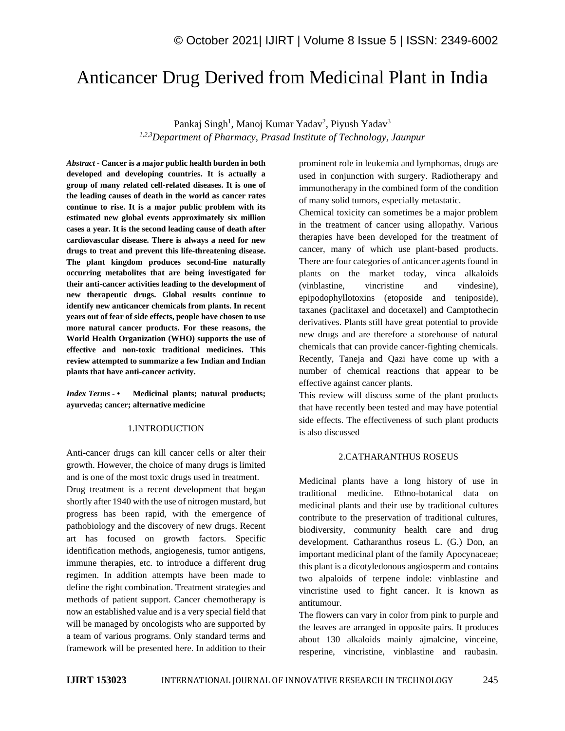# Anticancer Drug Derived from Medicinal Plant in India

Pankaj Singh[1], Manoj Kumar Yadav[2], Piyush Yadav[3]

[1,2,3]*Department of Pharmacy, Prasad Institute of Technology, Jaunpur*

***Abstract*** **- Cancer is a major public health burden in both developed and developing countries. It is actually a group of many related cell-related diseases. It is one of the leading causes of death in the world as cancer rates continue to rise. It is a major public problem with its estimated new global events approximately six million cases a year. It is the second leading cause of death after cardiovascular disease. There is always a need for new drugs to treat and prevent this life-threatening disease. The plant kingdom produces second-line naturally occurring metabolites that are being investigated for their anti-cancer activities leading to the development of new therapeutic drugs. Global results continue to identify new anticancer chemicals from plants. In recent years out of fear of side effects, people have chosen to use more natural cancer products. For these reasons, the World Health Organization (WHO) supports the use of effective and non-toxic traditional medicines. This review attempted to summarize a few Indian and Indian plants that have anti-cancer activity.**

***Index Terms*** **- • Medicinal plants; natural products; ayurveda; cancer; alternative medicine**

## 1.INTRODUCTION

Anti-cancer drugs can kill cancer cells or alter their growth. However, the choice of many drugs is limited and is one of the most toxic drugs used in treatment.

Drug treatment is a recent development that began shortly after 1940 with the use of nitrogen mustard, but progress has been rapid, with the emergence of pathobiology and the discovery of new drugs. Recent art has focused on growth factors. Specific identification methods, angiogenesis, tumor antigens, immune therapies, etc. to introduce a different drug regimen. In addition attempts have been made to define the right combination. Treatment strategies and methods of patient support. Cancer chemotherapy is now an established value and is a very special field that will be managed by oncologists who are supported by a team of various programs. Only standard terms and framework will be presented here. In addition to their prominent role in leukemia and lymphomas, drugs are used in conjunction with surgery. Radiotherapy and immunotherapy in the combined form of the condition of many solid tumors, especially metastatic.

Chemical toxicity can sometimes be a major problem in the treatment of cancer using allopathy. Various therapies have been developed for the treatment of cancer, many of which use plant-based products. There are four categories of anticancer agents found in plants on the market today, vinca alkaloids (vinblastine, vincristine and vindesine), epipodophyllotoxins (etoposide and teniposide), taxanes (paclitaxel and docetaxel) and Camptothecin derivatives. Plants still have great potential to provide new drugs and are therefore a storehouse of natural chemicals that can provide cancer-fighting chemicals. Recently, Taneja and Qazi have come up with a number of chemical reactions that appear to be effective against cancer plants.

This review will discuss some of the plant products that have recently been tested and may have potential side effects. The effectiveness of such plant products is also discussed

## 2.CATHARANTHUS ROSEUS

Medicinal plants have a long history of use in traditional medicine. Ethno-botanical data on medicinal plants and their use by traditional cultures contribute to the preservation of traditional cultures, biodiversity, community health care and drug development. Catharanthus roseus L. (G.) Don, an important medicinal plant of the family Apocynaceae; this plant is a dicotyledonous angiosperm and contains two alpaloids of terpene indole: vinblastine and vincristine used to fight cancer. It is known as antitumour.

The flowers can vary in color from pink to purple and the leaves are arranged in opposite pairs. It produces about 130 alkaloids mainly ajmalcine, vinceine, resperine, vincristine, vinblastine and raubasin.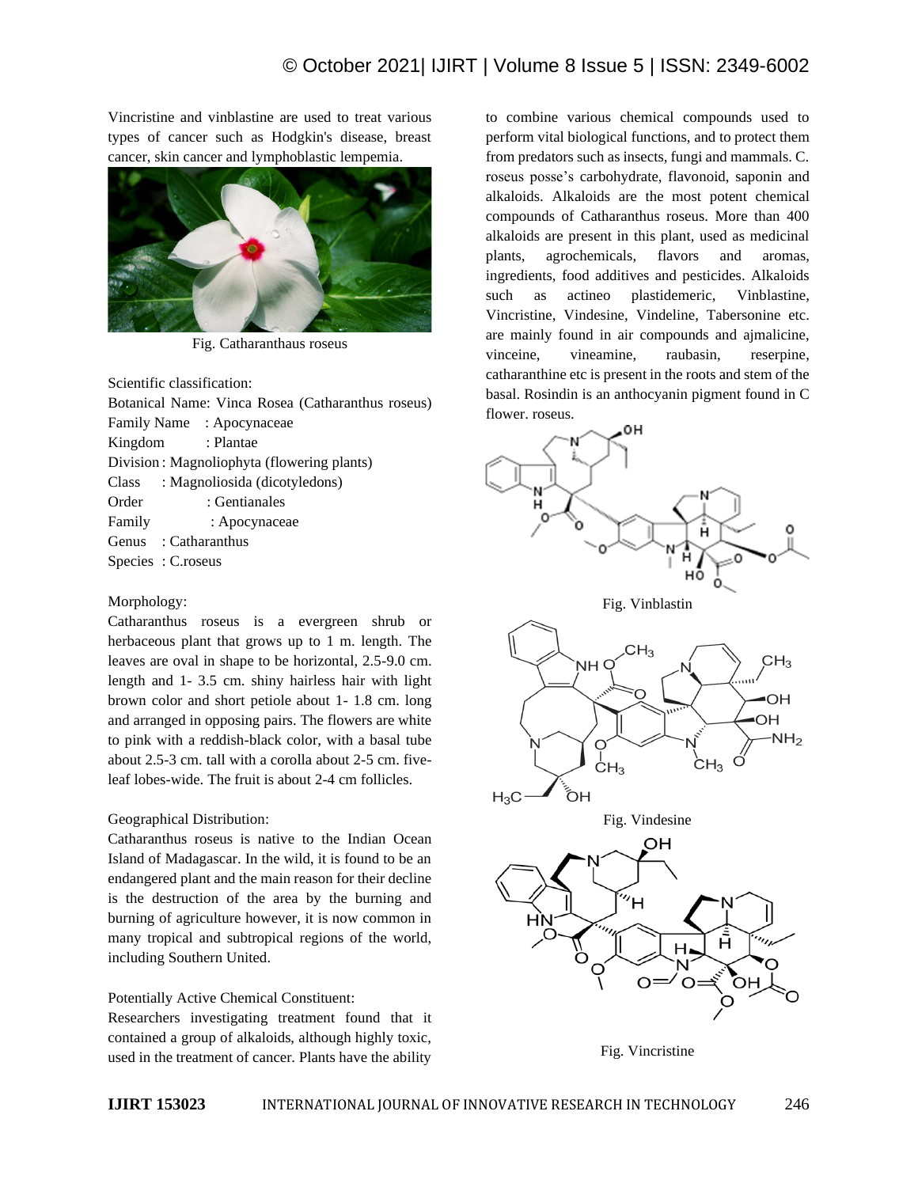Vincristine and vinblastine are used to treat various types of cancer such as Hodgkin's disease, breast cancer, skin cancer and lymphoblastic lempemia.

Fig. Catharanthaus roseus

Scientific classification:

Botanical Name: Vinca Rosea (Catharanthus roseus)

Family Name : Apocynaceae

Kingdom : Plantae

Division : Magnoliophyta (flowering plants)

Class : Magnoliosida (dicotyledons)

Order : Gentianales

Family : Apocynaceae

Genus : Catharanthus

Species : C.roseus

Morphology:

Catharanthus roseus is a evergreen shrub or herbaceous plant that grows up to 1 m. length. The leaves are oval in shape to be horizontal, 2.5-9.0 cm. length and 1- 3.5 cm. shiny hairless hair with light brown color and short petiole about 1- 1.8 cm. long and arranged in opposing pairs. The flowers are white to pink with a reddish-black color, with a basal tube about 2.5-3 cm. tall with a corolla about 2-5 cm. five-leaf lobes-wide. The fruit is about 2-4 cm follicles.

Geographical Distribution:

Catharanthus roseus is native to the Indian Ocean Island of Madagascar. In the wild, it is found to be an endangered plant and the main reason for their decline is the destruction of the area by the burning and burning of agriculture however, it is now common in many tropical and subtropical regions of the world, including Southern United.

Potentially Active Chemical Constituent:

Researchers investigating treatment found that it contained a group of alkaloids, although highly toxic, used in the treatment of cancer. Plants have the ability to combine various chemical compounds used to perform vital biological functions, and to protect them from predators such as insects, fungi and mammals. C. roseus posse's carbohydrate, flavonoid, saponin and alkaloids. Alkaloids are the most potent chemical compounds of Catharanthus roseus. More than 400 alkaloids are present in this plant, used as medicinal plants, agrochemicals, flavors and aromas, ingredients, food additives and pesticides. Alkaloids such as actineo plastidemeric, Vinblastine, Vincristine, Vindesine, Vindeline, Tabersonine etc. are mainly found in air compounds and ajmalicine, vinceine, vineamine, raubasin, reserpine, catharanthine etc is present in the roots and stem of the basal. Rosindin is an anthocyanin pigment found in C flower. roseus.

Fig. Vinblastin

Fig. Vindesine

Fig. Vincristine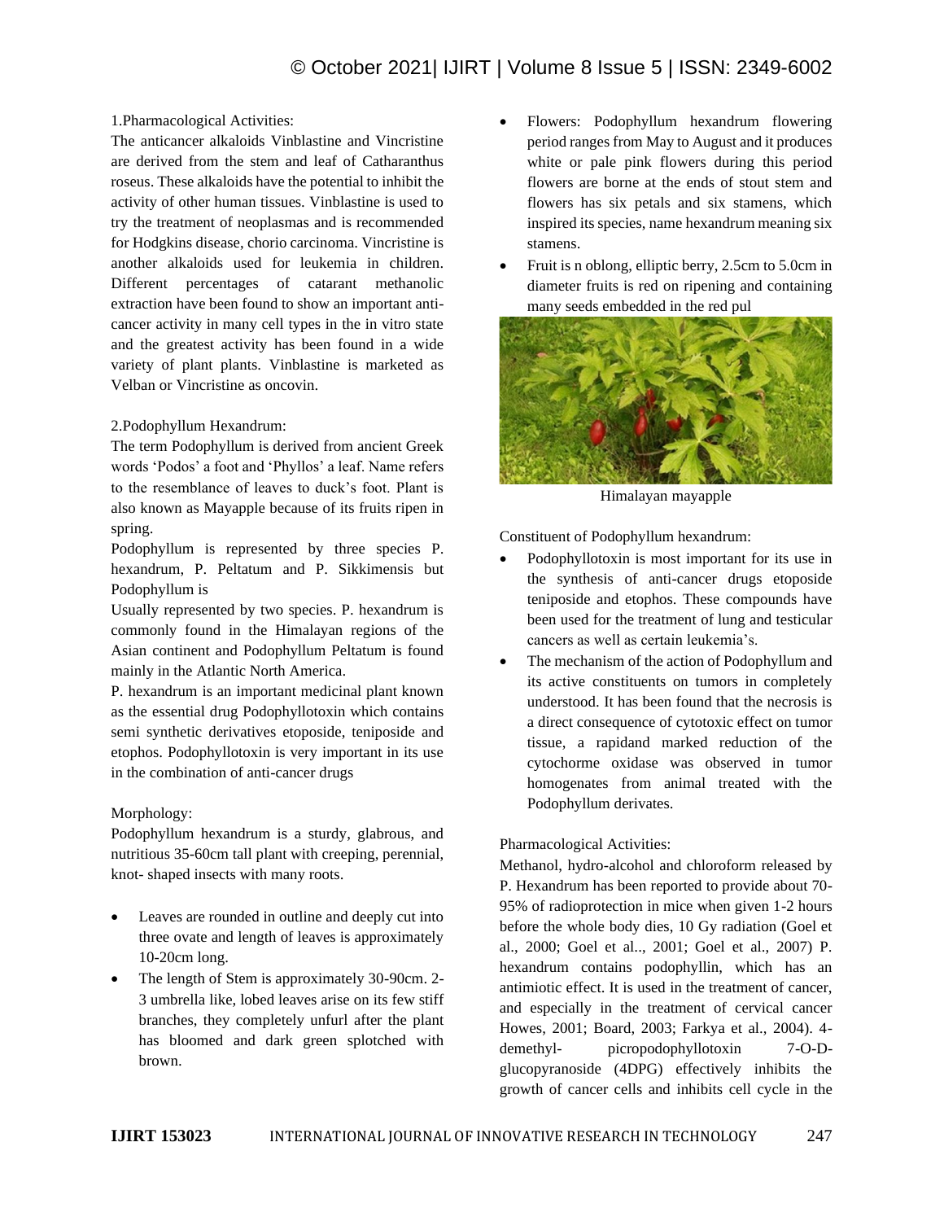1.Pharmacological Activities:

The anticancer alkaloids Vinblastine and Vincristine are derived from the stem and leaf of Catharanthus roseus. These alkaloids have the potential to inhibit the activity of other human tissues. Vinblastine is used to try the treatment of neoplasmas and is recommended for Hodgkins disease, chorio carcinoma. Vincristine is another alkaloids used for leukemia in children. Different percentages of catarant methanolic extraction have been found to show an important anti-cancer activity in many cell types in the in vitro state and the greatest activity has been found in a wide variety of plant plants. Vinblastine is marketed as Velban or Vincristine as oncovin.

2.Podophyllum Hexandrum:

The term Podophyllum is derived from ancient Greek words 'Podos' a foot and 'Phyllos' a leaf. Name refers to the resemblance of leaves to duck's foot. Plant is also known as Mayapple because of its fruits ripen in spring.

Podophyllum is represented by three species P. hexandrum, P. Peltatum and P. Sikkimensis but Podophyllum is

Usually represented by two species. P. hexandrum is commonly found in the Himalayan regions of the Asian continent and Podophyllum Peltatum is found mainly in the Atlantic North America.

P. hexandrum is an important medicinal plant known as the essential drug Podophyllotoxin which contains semi synthetic derivatives etoposide, teniposide and etophos. Podophyllotoxin is very important in its use in the combination of anti-cancer drugs

Morphology:

Podophyllum hexandrum is a sturdy, glabrous, and nutritious 35-60cm tall plant with creeping, perennial, knot- shaped insects with many roots.

- Leaves are rounded in outline and deeply cut into three ovate and length of leaves is approximately 10-20cm long.
- The length of Stem is approximately 30-90cm. 2-3 umbrella like, lobed leaves arise on its few stiff branches, they completely unfurl after the plant has bloomed and dark green splotched with brown.
- Flowers: Podophyllum hexandrum flowering period ranges from May to August and it produces white or pale pink flowers during this period flowers are borne at the ends of stout stem and flowers has six petals and six stamens, which inspired its species, name hexandrum meaning six stamens.
- Fruit is n oblong, elliptic berry, 2.5cm to 5.0cm in diameter fruits is red on ripening and containing many seeds embedded in the red pul

Himalayan mayapple

Constituent of Podophyllum hexandrum:

- Podophyllotoxin is most important for its use in the synthesis of anti-cancer drugs etoposide teniposide and etophos. These compounds have been used for the treatment of lung and testicular cancers as well as certain leukemia's.
- The mechanism of the action of Podophyllum and its active constituents on tumors in completely understood. It has been found that the necrosis is a direct consequence of cytotoxic effect on tumor tissue, a rapidand marked reduction of the cytochorme oxidase was observed in tumor homogenates from animal treated with the Podophyllum derivates.

Pharmacological Activities:

Methanol, hydro-alcohol and chloroform released by P. Hexandrum has been reported to provide about 70-95% of radioprotection in mice when given 1-2 hours before the whole body dies, 10 Gy radiation (Goel et al., 2000; Goel et al.., 2001; Goel et al., 2007) P. hexandrum contains podophyllin, which has an antimiotic effect. It is used in the treatment of cancer, and especially in the treatment of cervical cancer Howes, 2001; Board, 2003; Farkya et al., 2004). 4-demethyl- picropodophyllotoxin 7-O-D-glucopyranoside (4DPG) effectively inhibits the growth of cancer cells and inhibits cell cycle in the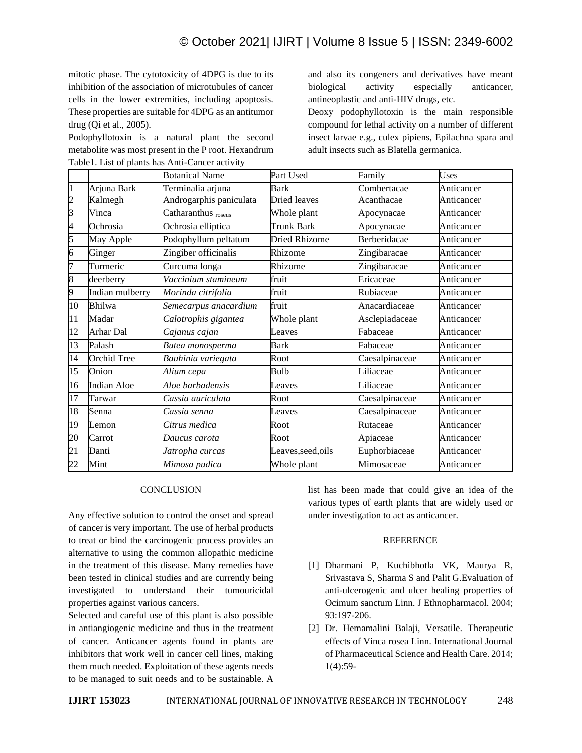mitotic phase. The cytotoxicity of 4DPG is due to its inhibition of the association of microtubules of cancer cells in the lower extremities, including apoptosis. These properties are suitable for 4DPG as an antitumor drug (Qi et al., 2005).

Podophyllotoxin is a natural plant the second metabolite was most present in the P root. Hexandrum and also its congeners and derivatives have meant biological activity especially anticancer, antineoplastic and anti-HIV drugs, etc.

Deoxy podophyllotoxin is the main responsible compound for lethal activity on a number of different insect larvae e.g., culex pipiens, Epilachna spara and adult insects such as Blatella germanica.

Table1. List of plants has Anti-Cancer activity

| | | Botanical Name | Part Used | Family | Uses |
|---|---|---|---|---|---|
| 1 | Arjuna Bark | Terminalia arjuna | Bark | Combertacae | Anticancer |
| 2 | Kalmegh | Androgarphis paniculata | Dried leaves | Acanthacae | Anticancer |
| 3 | Vinca | Catharanthus roseus | Whole plant | Apocynacae | Anticancer |
| 4 | Ochrosia | Ochrosia elliptica | Trunk Bark | Apocynacae | Anticancer |
| 5 | May Apple | Podophyllum peltatum | Dried Rhizome | Berberidacae | Anticancer |
| 6 | Ginger | Zingiber officinalis | Rhizome | Zingibaracae | Anticancer |
| 7 | Turmeric | Curcuma longa | Rhizome | Zingibaracae | Anticancer |
| 8 | deerberry | *Vaccinium stamineum* | fruit | Ericaceae | Anticancer |
| 9 | Indian mulberry | *Morinda citrifolia* | fruit | Rubiaceae | Anticancer |
| 10 | Bhilwa | *Semecarpus anacardium* | fruit | Anacardiaceae | Anticancer |
| 11 | Madar | *Calotrophis gigantea* | Whole plant | Asclepiadaceae | Anticancer |
| 12 | Arhar Dal | *Cajanus cajan* | Leaves | Fabaceae | Anticancer |
| 13 | Palash | *Butea monosperma* | Bark | Fabaceae | Anticancer |
| 14 | Orchid Tree | *Bauhinia variegata* | Root | Caesalpinaceae | Anticancer |
| 15 | Onion | *Alium cepa* | Bulb | Liliaceae | Anticancer |
| 16 | Indian Aloe | *Aloe barbadensis* | Leaves | Liliaceae | Anticancer |
| 17 | Tarwar | *Cassia auriculata* | Root | Caesalpinaceae | Anticancer |
| 18 | Senna | *Cassia senna* | Leaves | Caesalpinaceae | Anticancer |
| 19 | Lemon | *Citrus medica* | Root | Rutaceae | Anticancer |
| 20 | Carrot | *Daucus carota* | Root | Apiaceae | Anticancer |
| 21 | Danti | *Jatropha curcas* | Leaves,seed,oils | Euphorbiaceae | Anticancer |
| 22 | Mint | *Mimosa pudica* | Whole plant | Mimosaceae | Anticancer |

## CONCLUSION

Any effective solution to control the onset and spread of cancer is very important. The use of herbal products to treat or bind the carcinogenic process provides an alternative to using the common allopathic medicine in the treatment of this disease. Many remedies have been tested in clinical studies and are currently being investigated to understand their tumouricidal properties against various cancers.

Selected and careful use of this plant is also possible in antiangiogenic medicine and thus in the treatment of cancer. Anticancer agents found in plants are inhibitors that work well in cancer cell lines, making them much needed. Exploitation of these agents needs to be managed to suit needs and to be sustainable. A list has been made that could give an idea of the various types of earth plants that are widely used or under investigation to act as anticancer.

## REFERENCE

[1] Dharmani P, Kuchibhotla VK, Maurya R, Srivastava S, Sharma S and Palit G.Evaluation of anti-ulcerogenic and ulcer healing properties of Ocimum sanctum Linn. J Ethnopharmacol. 2004; 93:197-206.

[2] Dr. Hemamalini Balaji, Versatile. Therapeutic effects of Vinca rosea Linn. International Journal of Pharmaceutical Science and Health Care. 2014; 1(4):59-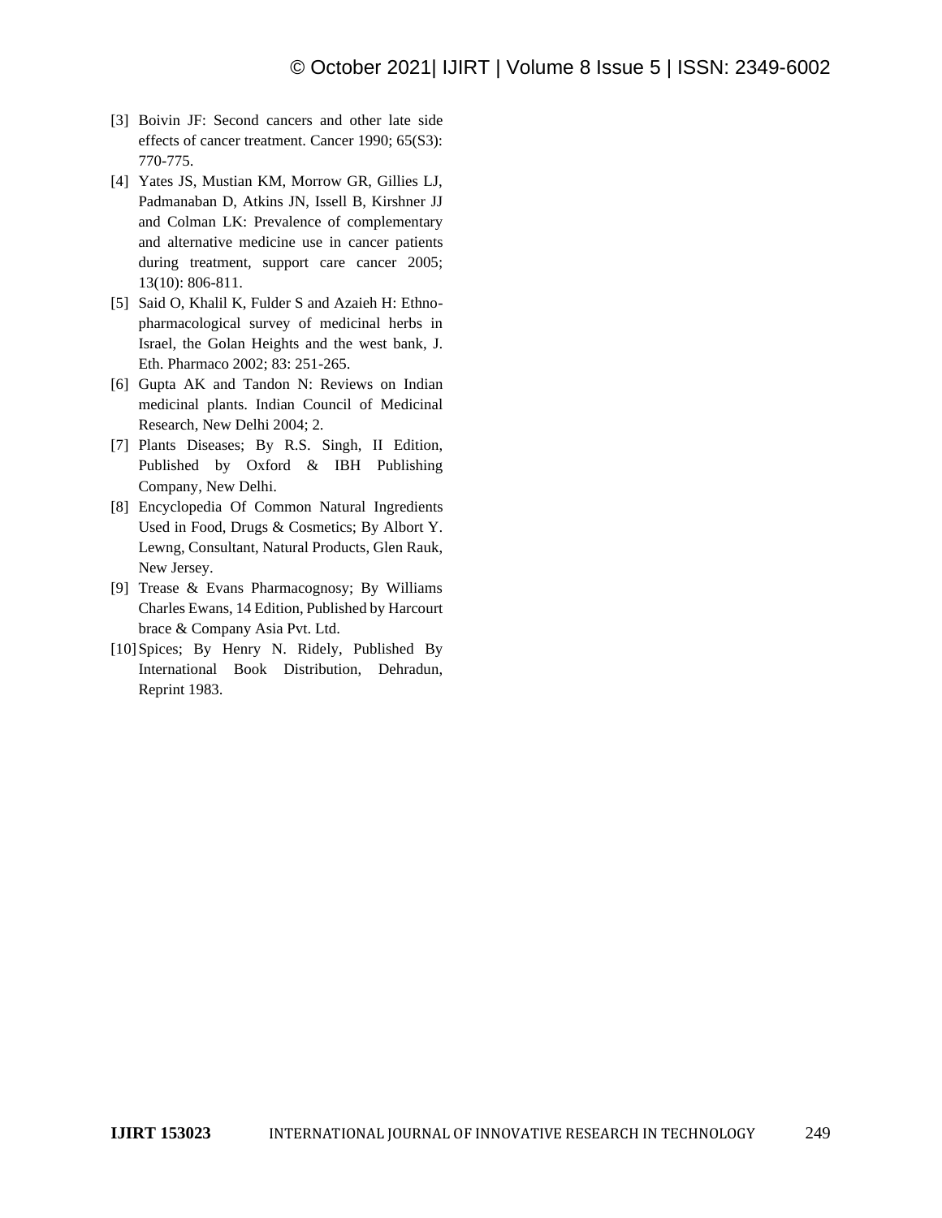[3] Boivin JF: Second cancers and other late side effects of cancer treatment. Cancer 1990; 65(S3): 770-775.

[4] Yates JS, Mustian KM, Morrow GR, Gillies LJ, Padmanaban D, Atkins JN, Issell B, Kirshner JJ and Colman LK: Prevalence of complementary and alternative medicine use in cancer patients during treatment, support care cancer 2005; 13(10): 806-811.

[5] Said O, Khalil K, Fulder S and Azaieh H: Ethno-pharmacological survey of medicinal herbs in Israel, the Golan Heights and the west bank, J. Eth. Pharmaco 2002; 83: 251-265.

[6] Gupta AK and Tandon N: Reviews on Indian medicinal plants. Indian Council of Medicinal Research, New Delhi 2004; 2.

[7] Plants Diseases; By R.S. Singh, II Edition, Published by Oxford & IBH Publishing Company, New Delhi.

[8] Encyclopedia Of Common Natural Ingredients Used in Food, Drugs & Cosmetics; By Albort Y. Lewng, Consultant, Natural Products, Glen Rauk, New Jersey.

[9] Trease & Evans Pharmacognosy; By Williams Charles Ewans, 14 Edition, Published by Harcourt brace & Company Asia Pvt. Ltd.

[10] Spices; By Henry N. Ridely, Published By International Book Distribution, Dehradun, Reprint 1983.